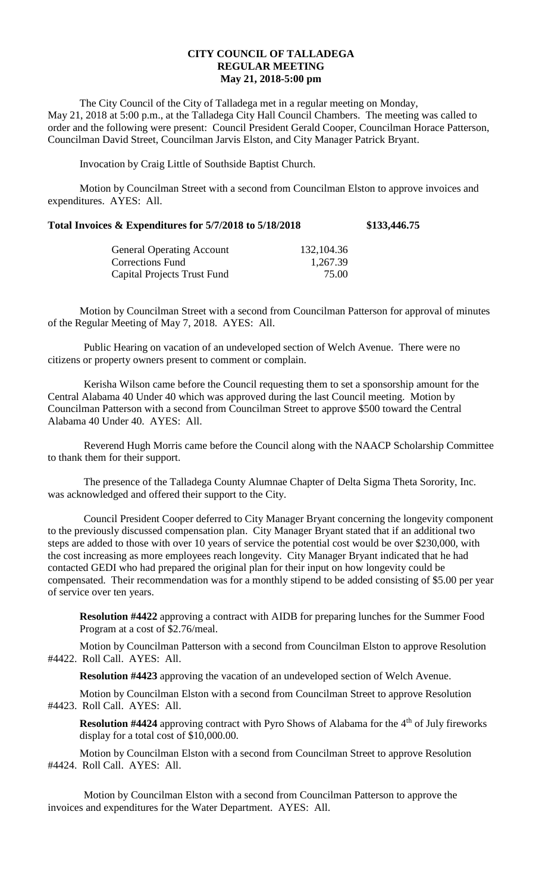# CITY COUNCIL OF TALLADEGA
## REGULAR MEETING
### May 21, 2018-5:00 pm

The City Council of the City of Talladega met in a regular meeting on Monday, May 21, 2018 at 5:00 p.m., at the Talladega City Hall Council Chambers. The meeting was called to order and the following were present: Council President Gerald Cooper, Councilman Horace Patterson, Councilman David Street, Councilman Jarvis Elston, and City Manager Patrick Bryant.

Invocation by Craig Little of Southside Baptist Church.

Motion by Councilman Street with a second from Councilman Elston to approve invoices and expenditures. AYES: All.

**Total Invoices & Expenditures for 5/7/2018 to 5/18/2018 $133,446.75**

| | |
|---|---|
| General Operating Account | 132,104.36 |
| Corrections Fund | 1,267.39 |
| Capital Projects Trust Fund | 75.00 |

Motion by Councilman Street with a second from Councilman Patterson for approval of minutes of the Regular Meeting of May 7, 2018. AYES: All.

Public Hearing on vacation of an undeveloped section of Welch Avenue. There were no citizens or property owners present to comment or complain.

Kerisha Wilson came before the Council requesting them to set a sponsorship amount for the Central Alabama 40 Under 40 which was approved during the last Council meeting. Motion by Councilman Patterson with a second from Councilman Street to approve $500 toward the Central Alabama 40 Under 40. AYES: All.

Reverend Hugh Morris came before the Council along with the NAACP Scholarship Committee to thank them for their support.

The presence of the Talladega County Alumnae Chapter of Delta Sigma Theta Sorority, Inc. was acknowledged and offered their support to the City.

Council President Cooper deferred to City Manager Bryant concerning the longevity component to the previously discussed compensation plan. City Manager Bryant stated that if an additional two steps are added to those with over 10 years of service the potential cost would be over $230,000, with the cost increasing as more employees reach longevity. City Manager Bryant indicated that he had contacted GEDI who had prepared the original plan for their input on how longevity could be compensated. Their recommendation was for a monthly stipend to be added consisting of $5.00 per year of service over ten years.

**Resolution #4422** approving a contract with AIDB for preparing lunches for the Summer Food Program at a cost of $2.76/meal.

Motion by Councilman Patterson with a second from Councilman Elston to approve Resolution #4422. Roll Call. AYES: All.

**Resolution #4423** approving the vacation of an undeveloped section of Welch Avenue.

Motion by Councilman Elston with a second from Councilman Street to approve Resolution #4423. Roll Call. AYES: All.

**Resolution #4424** approving contract with Pyro Shows of Alabama for the 4th of July fireworks display for a total cost of $10,000.00.

Motion by Councilman Elston with a second from Councilman Street to approve Resolution #4424. Roll Call. AYES: All.

Motion by Councilman Elston with a second from Councilman Patterson to approve the invoices and expenditures for the Water Department. AYES: All.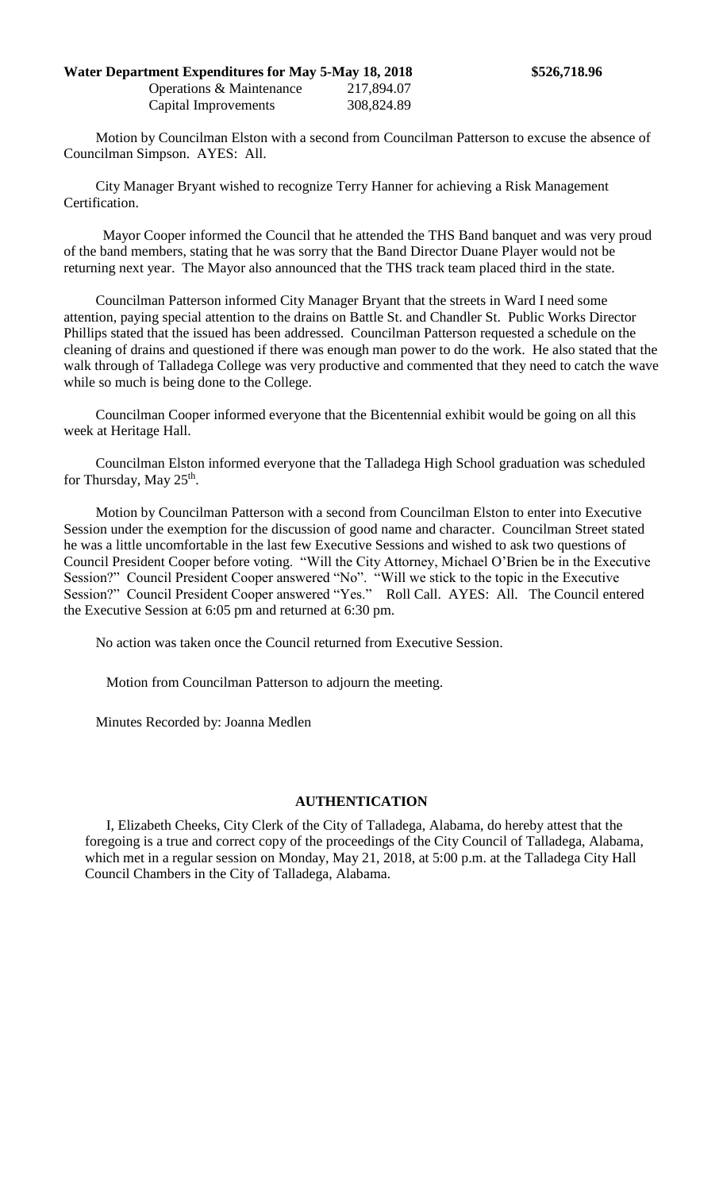**Water Department Expenditures for May 5-May 18, 2018 $526,718.96**

| | |
|---|---|
| Operations & Maintenance | 217,894.07 |
| Capital Improvements | 308,824.89 |

Motion by Councilman Elston with a second from Councilman Patterson to excuse the absence of Councilman Simpson. AYES: All.

City Manager Bryant wished to recognize Terry Hanner for achieving a Risk Management Certification.

Mayor Cooper informed the Council that he attended the THS Band banquet and was very proud of the band members, stating that he was sorry that the Band Director Duane Player would not be returning next year. The Mayor also announced that the THS track team placed third in the state.

Councilman Patterson informed City Manager Bryant that the streets in Ward I need some attention, paying special attention to the drains on Battle St. and Chandler St. Public Works Director Phillips stated that the issued has been addressed. Councilman Patterson requested a schedule on the cleaning of drains and questioned if there was enough man power to do the work. He also stated that the walk through of Talladega College was very productive and commented that they need to catch the wave while so much is being done to the College.

Councilman Cooper informed everyone that the Bicentennial exhibit would be going on all this week at Heritage Hall.

Councilman Elston informed everyone that the Talladega High School graduation was scheduled for Thursday, May 25th.

Motion by Councilman Patterson with a second from Councilman Elston to enter into Executive Session under the exemption for the discussion of good name and character. Councilman Street stated he was a little uncomfortable in the last few Executive Sessions and wished to ask two questions of Council President Cooper before voting. "Will the City Attorney, Michael O'Brien be in the Executive Session?" Council President Cooper answered "No". "Will we stick to the topic in the Executive Session?" Council President Cooper answered "Yes." Roll Call. AYES: All. The Council entered the Executive Session at 6:05 pm and returned at 6:30 pm.

No action was taken once the Council returned from Executive Session.

Motion from Councilman Patterson to adjourn the meeting.

Minutes Recorded by: Joanna Medlen

## AUTHENTICATION

I, Elizabeth Cheeks, City Clerk of the City of Talladega, Alabama, do hereby attest that the foregoing is a true and correct copy of the proceedings of the City Council of Talladega, Alabama, which met in a regular session on Monday, May 21, 2018, at 5:00 p.m. at the Talladega City Hall Council Chambers in the City of Talladega, Alabama.